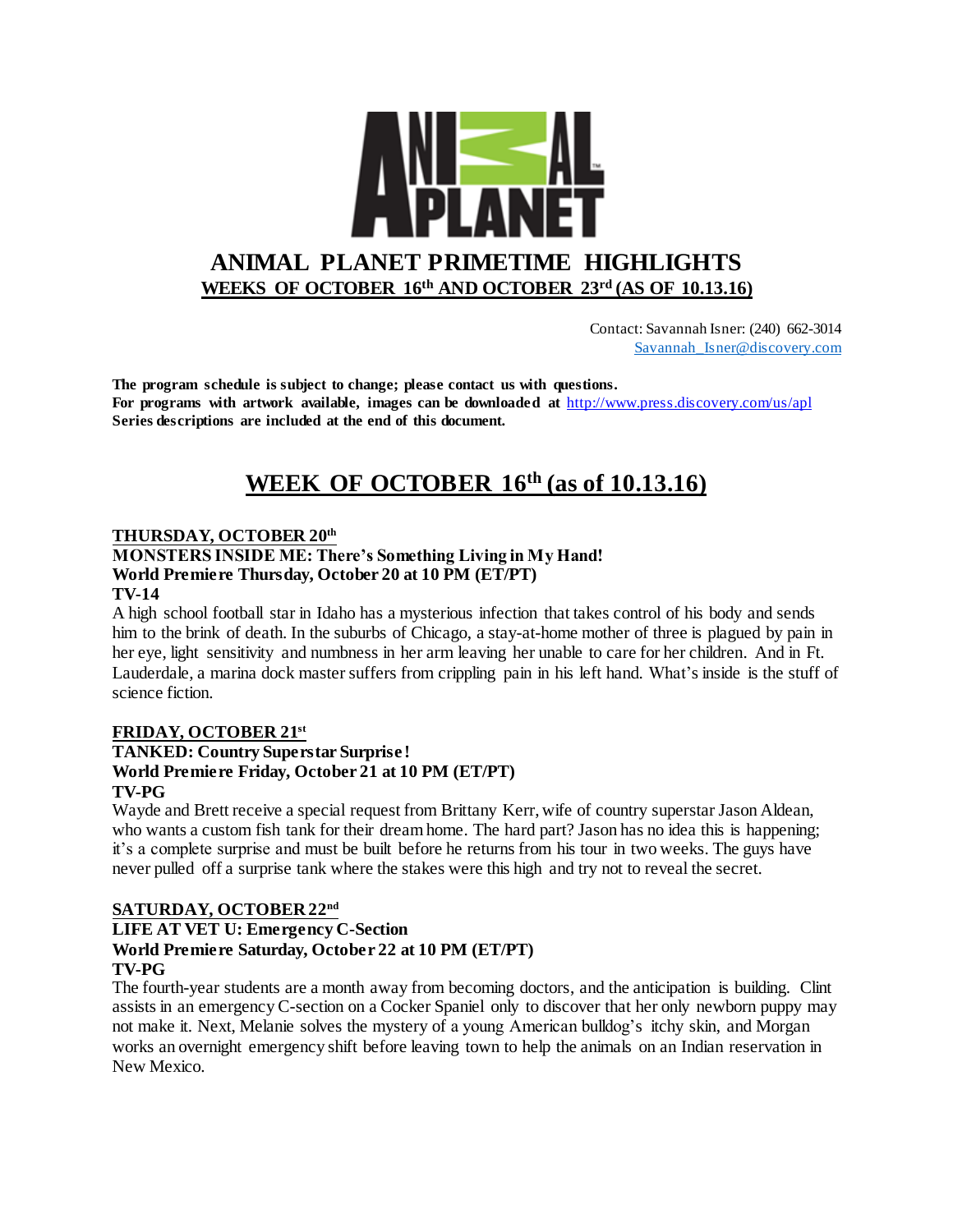# ANIMAL PLANET PRIMETIME HIGHLIGHTS

## WEEKS OF OCTOBER 16th AND OCTOBER 23rd (AS OF 10.13.16)

Contact: Savannah Isner: (240) 662-3014
Savannah_Isner@discovery.com

**The program schedule is subject to change; please contact us with questions.**
**For programs with artwork available, images can be downloaded at http://www.press.discovery.com/us/apl**
**Series descriptions are included at the end of this document.**

## WEEK OF OCTOBER 16th (as of 10.13.16)

### THURSDAY, OCTOBER 20th

**MONSTERS INSIDE ME: There's Something Living in My Hand!**
**World Premiere Thursday, October 20 at 10 PM (ET/PT)**
**TV-14**

A high school football star in Idaho has a mysterious infection that takes control of his body and sends him to the brink of death. In the suburbs of Chicago, a stay-at-home mother of three is plagued by pain in her eye, light sensitivity and numbness in her arm leaving her unable to care for her children. And in Ft. Lauderdale, a marina dock master suffers from crippling pain in his left hand. What's inside is the stuff of science fiction.

### FRIDAY, OCTOBER 21st

**TANKED: Country Superstar Surprise!**
**World Premiere Friday, October 21 at 10 PM (ET/PT)**
**TV-PG**

Wayde and Brett receive a special request from Brittany Kerr, wife of country superstar Jason Aldean, who wants a custom fish tank for their dream home. The hard part? Jason has no idea this is happening; it's a complete surprise and must be built before he returns from his tour in two weeks. The guys have never pulled off a surprise tank where the stakes were this high and try not to reveal the secret.

### SATURDAY, OCTOBER 22nd

**LIFE AT VET U: Emergency C-Section**
**World Premiere Saturday, October 22 at 10 PM (ET/PT)**
**TV-PG**

The fourth-year students are a month away from becoming doctors, and the anticipation is building. Clint assists in an emergency C-section on a Cocker Spaniel only to discover that her only newborn puppy may not make it. Next, Melanie solves the mystery of a young American bulldog's itchy skin, and Morgan works an overnight emergency shift before leaving town to help the animals on an Indian reservation in New Mexico.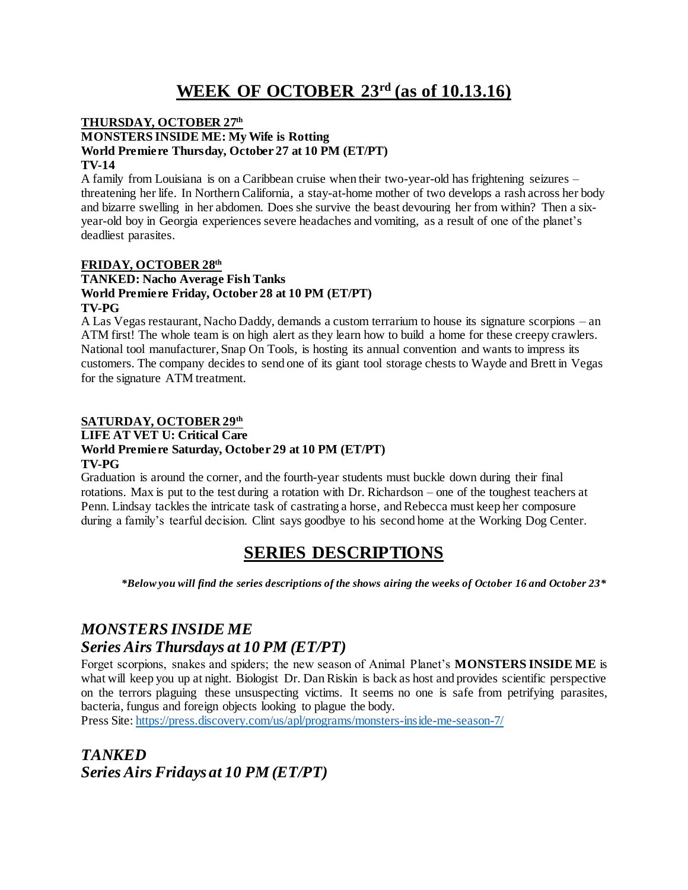# WEEK OF OCTOBER 23rd (as of 10.13.16)

**THURSDAY, OCTOBER 27th**

**MONSTERS INSIDE ME: My Wife is Rotting**
**World Premiere Thursday, October 27 at 10 PM (ET/PT)**
**TV-14**

A family from Louisiana is on a Caribbean cruise when their two-year-old has frightening seizures – threatening her life. In Northern California, a stay-at-home mother of two develops a rash across her body and bizarre swelling in her abdomen. Does she survive the beast devouring her from within? Then a six-year-old boy in Georgia experiences severe headaches and vomiting, as a result of one of the planet's deadliest parasites.

**FRIDAY, OCTOBER 28th**

**TANKED: Nacho Average Fish Tanks**
**World Premiere Friday, October 28 at 10 PM (ET/PT)**
**TV-PG**

A Las Vegas restaurant, Nacho Daddy, demands a custom terrarium to house its signature scorpions – an ATM first! The whole team is on high alert as they learn how to build a home for these creepy crawlers. National tool manufacturer, Snap On Tools, is hosting its annual convention and wants to impress its customers. The company decides to send one of its giant tool storage chests to Wayde and Brett in Vegas for the signature ATM treatment.

**SATURDAY, OCTOBER 29th**

**LIFE AT VET U: Critical Care**
**World Premiere Saturday, October 29 at 10 PM (ET/PT)**
**TV-PG**

Graduation is around the corner, and the fourth-year students must buckle down during their final rotations. Max is put to the test during a rotation with Dr. Richardson – one of the toughest teachers at Penn. Lindsay tackles the intricate task of castrating a horse, and Rebecca must keep her composure during a family's tearful decision. Clint says goodbye to his second home at the Working Dog Center.

# SERIES DESCRIPTIONS

***Below you will find the series descriptions of the shows airing the weeks of October 16 and October 23***

## *MONSTERS INSIDE ME*
## *Series Airs Thursdays at 10 PM (ET/PT)*

Forget scorpions, snakes and spiders; the new season of Animal Planet's **MONSTERS INSIDE ME** is what will keep you up at night. Biologist Dr. Dan Riskin is back as host and provides scientific perspective on the terrors plaguing these unsuspecting victims. It seems no one is safe from petrifying parasites, bacteria, fungus and foreign objects looking to plague the body.
Press Site: https://press.discovery.com/us/apl/programs/monsters-inside-me-season-7/

## *TANKED*
## *Series Airs Fridays at 10 PM (ET/PT)*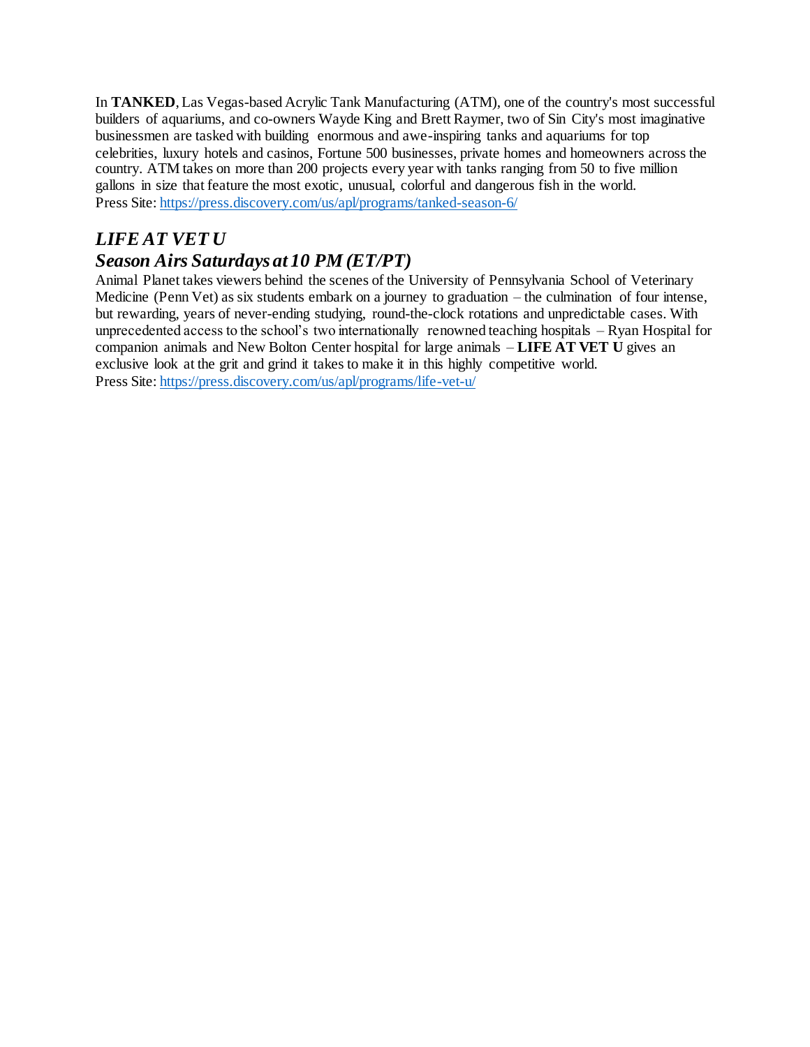In **TANKED**, Las Vegas-based Acrylic Tank Manufacturing (ATM), one of the country's most successful builders of aquariums, and co-owners Wayde King and Brett Raymer, two of Sin City's most imaginative businessmen are tasked with building enormous and awe-inspiring tanks and aquariums for top celebrities, luxury hotels and casinos, Fortune 500 businesses, private homes and homeowners across the country. ATM takes on more than 200 projects every year with tanks ranging from 50 to five million gallons in size that feature the most exotic, unusual, colorful and dangerous fish in the world.
Press Site: [https://press.discovery.com/us/apl/programs/tanked-season-6/](https://press.discovery.com/us/apl/programs/tanked-season-6/)

### *LIFE AT VET U*
### *Season Airs Saturdays at 10 PM (ET/PT)*

Animal Planet takes viewers behind the scenes of the University of Pennsylvania School of Veterinary Medicine (Penn Vet) as six students embark on a journey to graduation – the culmination of four intense, but rewarding, years of never-ending studying, round-the-clock rotations and unpredictable cases. With unprecedented access to the school's two internationally renowned teaching hospitals – Ryan Hospital for companion animals and New Bolton Center hospital for large animals – **LIFE AT VET U** gives an exclusive look at the grit and grind it takes to make it in this highly competitive world.
Press Site: [https://press.discovery.com/us/apl/programs/life-vet-u/](https://press.discovery.com/us/apl/programs/life-vet-u/)